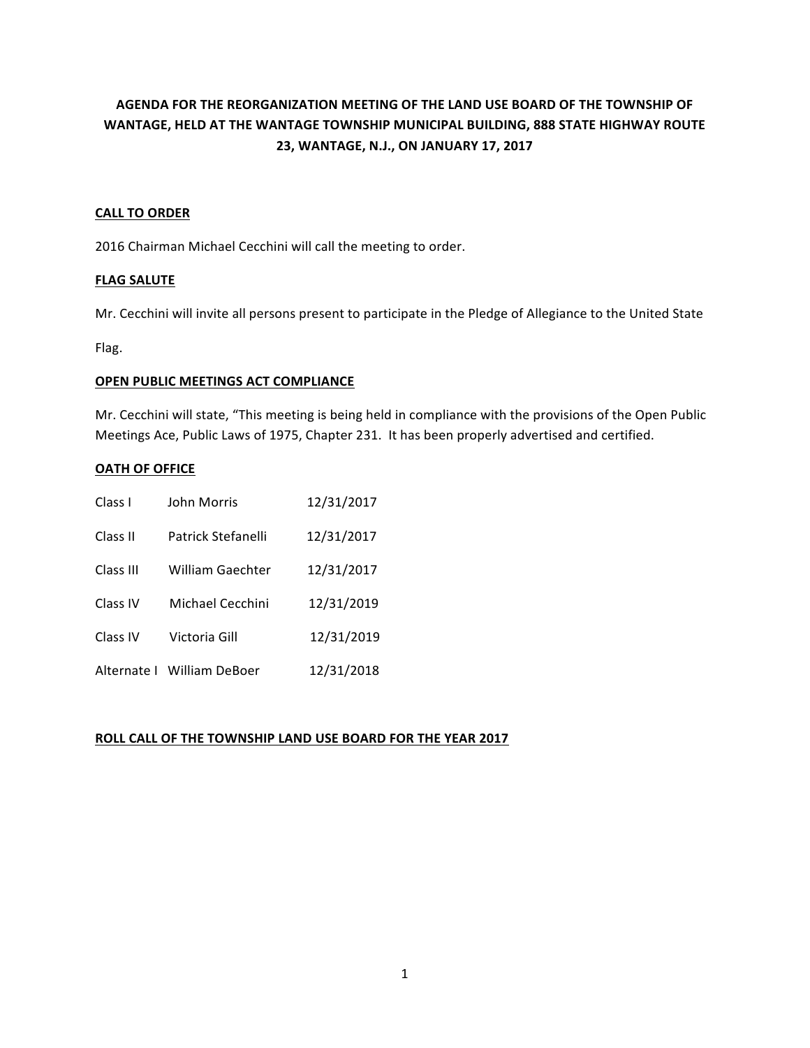**AGENDA FOR THE REORGANIZATION MEETING OF THE LAND USE BOARD OF THE TOWNSHIP OF WANTAGE, HELD AT THE WANTAGE TOWNSHIP MUNICIPAL BUILDING, 888 STATE HIGHWAY ROUTE 23, WANTAGE, N.J., ON JANUARY 17, 2017**

**CALL TO ORDER**

2016 Chairman Michael Cecchini will call the meeting to order.

**FLAG SALUTE**

Mr. Cecchini will invite all persons present to participate in the Pledge of Allegiance to the United State Flag.

**OPEN PUBLIC MEETINGS ACT COMPLIANCE**

Mr. Cecchini will state, "This meeting is being held in compliance with the provisions of the Open Public Meetings Ace, Public Laws of 1975, Chapter 231. It has been properly advertised and certified.

**OATH OF OFFICE**

| | | |
|---|---|---|
| Class I | John Morris | 12/31/2017 |
| Class II | Patrick Stefanelli | 12/31/2017 |
| Class III | William Gaechter | 12/31/2017 |
| Class IV | Michael Cecchini | 12/31/2019 |
| Class IV | Victoria Gill | 12/31/2019 |
| Alternate I | William DeBoer | 12/31/2018 |

**ROLL CALL OF THE TOWNSHIP LAND USE BOARD FOR THE YEAR 2017**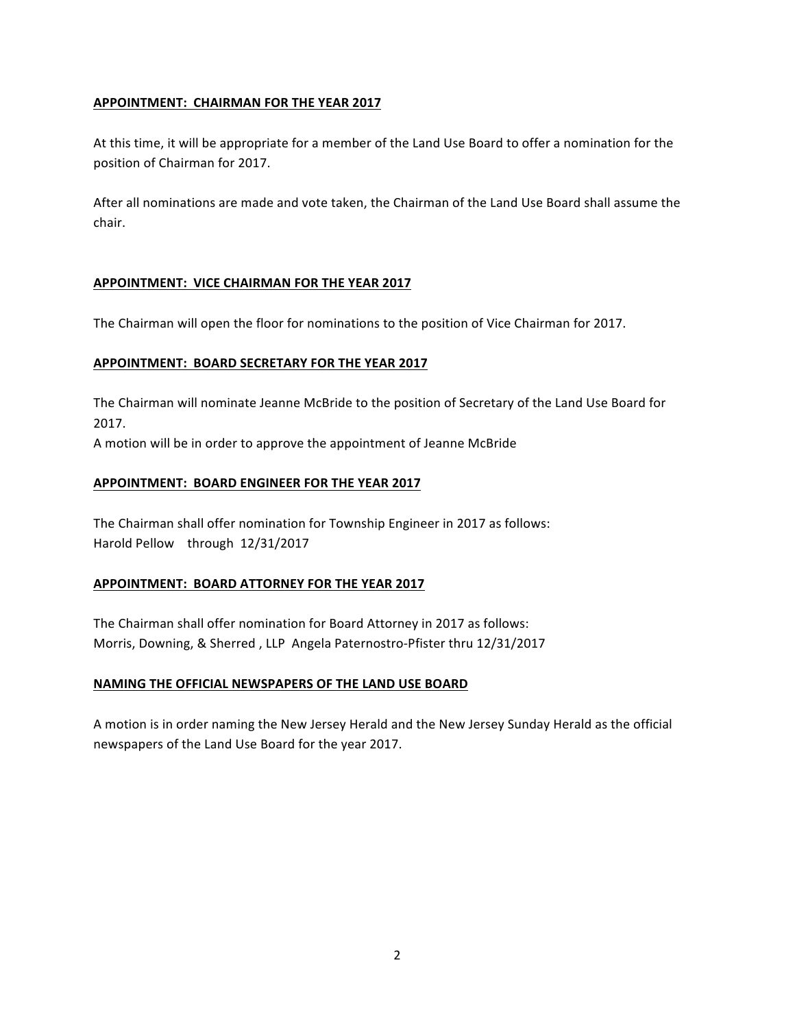**APPOINTMENT: CHAIRMAN FOR THE YEAR 2017**

At this time, it will be appropriate for a member of the Land Use Board to offer a nomination for the position of Chairman for 2017.

After all nominations are made and vote taken, the Chairman of the Land Use Board shall assume the chair.

**APPOINTMENT: VICE CHAIRMAN FOR THE YEAR 2017**

The Chairman will open the floor for nominations to the position of Vice Chairman for 2017.

**APPOINTMENT: BOARD SECRETARY FOR THE YEAR 2017**

The Chairman will nominate Jeanne McBride to the position of Secretary of the Land Use Board for 2017.
A motion will be in order to approve the appointment of Jeanne McBride

**APPOINTMENT: BOARD ENGINEER FOR THE YEAR 2017**

The Chairman shall offer nomination for Township Engineer in 2017 as follows:
Harold Pellow through 12/31/2017

**APPOINTMENT: BOARD ATTORNEY FOR THE YEAR 2017**

The Chairman shall offer nomination for Board Attorney in 2017 as follows:
Morris, Downing, & Sherred , LLP Angela Paternostro-Pfister thru 12/31/2017

**NAMING THE OFFICIAL NEWSPAPERS OF THE LAND USE BOARD**

A motion is in order naming the New Jersey Herald and the New Jersey Sunday Herald as the official newspapers of the Land Use Board for the year 2017.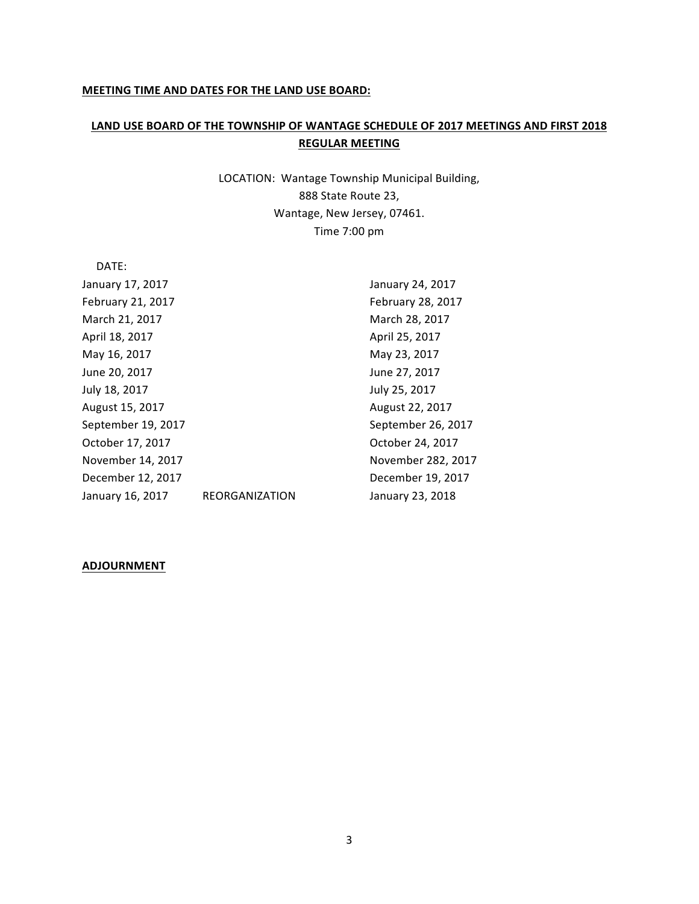**MEETING TIME AND DATES FOR THE LAND USE BOARD:**

**LAND USE BOARD OF THE TOWNSHIP OF WANTAGE SCHEDULE OF 2017 MEETINGS AND FIRST 2018 REGULAR MEETING**

LOCATION: Wantage Township Municipal Building,
888 State Route 23,
Wantage, New Jersey, 07461.
Time 7:00 pm

DATE:

| | | |
|---|---|---|
| January 17, 2017 | | January 24, 2017 |
| February 21, 2017 | | February 28, 2017 |
| March 21, 2017 | | March 28, 2017 |
| April 18, 2017 | | April 25, 2017 |
| May 16, 2017 | | May 23, 2017 |
| June 20, 2017 | | June 27, 2017 |
| July 18, 2017 | | July 25, 2017 |
| August 15, 2017 | | August 22, 2017 |
| September 19, 2017 | | September 26, 2017 |
| October 17, 2017 | | October 24, 2017 |
| November 14, 2017 | | November 282, 2017 |
| December 12, 2017 | | December 19, 2017 |
| January 16, 2017 | REORGANIZATION | January 23, 2018 |

**ADJOURNMENT**